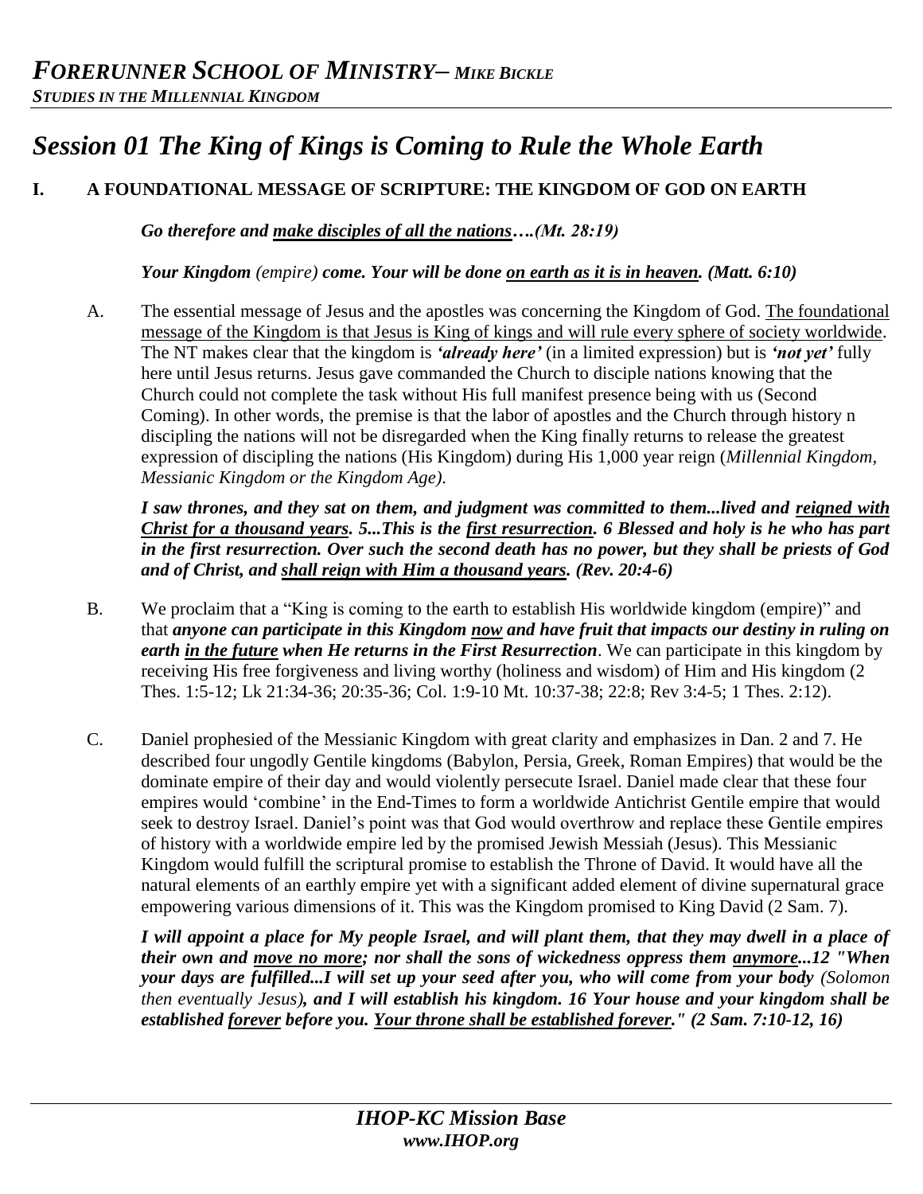# *Session 01 The King of Kings is Coming to Rule the Whole Earth*

## I. A FOUNDATIONAL MESSAGE OF SCRIPTURE: THE KINGDOM OF GOD ON EARTH

***Go therefore and make disciples of all the nations….(Mt. 28:19)***

***Your Kingdom** (empire) **come. Your will be done on earth as it is in heaven. (Matt. 6:10)***

A. The essential message of Jesus and the apostles was concerning the Kingdom of God. The foundational message of the Kingdom is that Jesus is King of kings and will rule every sphere of society worldwide. The NT makes clear that the kingdom is ***'already here'*** (in a limited expression) but is ***'not yet'*** fully here until Jesus returns. Jesus gave commanded the Church to disciple nations knowing that the Church could not complete the task without His full manifest presence being with us (Second Coming). In other words, the premise is that the labor of apostles and the Church through history n discipling the nations will not be disregarded when the King finally returns to release the greatest expression of discipling the nations (His Kingdom) during His 1,000 year reign (*Millennial Kingdom, Messianic Kingdom or the Kingdom Age).*

***I saw thrones, and they sat on them, and judgment was committed to them...lived and reigned with Christ for a thousand years. 5...This is the first resurrection. 6 Blessed and holy is he who has part in the first resurrection. Over such the second death has no power, but they shall be priests of God and of Christ, and shall reign with Him a thousand years. (Rev. 20:4-6)***

B. We proclaim that a "King is coming to the earth to establish His worldwide kingdom (empire)" and that ***anyone can participate in this Kingdom now and have fruit that impacts our destiny in ruling on earth in the future when He returns in the First Resurrection***. We can participate in this kingdom by receiving His free forgiveness and living worthy (holiness and wisdom) of Him and His kingdom (2 Thes. 1:5-12; Lk 21:34-36; 20:35-36; Col. 1:9-10 Mt. 10:37-38; 22:8; Rev 3:4-5; 1 Thes. 2:12).

C. Daniel prophesied of the Messianic Kingdom with great clarity and emphasizes in Dan. 2 and 7. He described four ungodly Gentile kingdoms (Babylon, Persia, Greek, Roman Empires) that would be the dominate empire of their day and would violently persecute Israel. Daniel made clear that these four empires would 'combine' in the End-Times to form a worldwide Antichrist Gentile empire that would seek to destroy Israel. Daniel's point was that God would overthrow and replace these Gentile empires of history with a worldwide empire led by the promised Jewish Messiah (Jesus). This Messianic Kingdom would fulfill the scriptural promise to establish the Throne of David. It would have all the natural elements of an earthly empire yet with a significant added element of divine supernatural grace empowering various dimensions of it. This was the Kingdom promised to King David (2 Sam. 7).

***I will appoint a place for My people Israel, and will plant them, that they may dwell in a place of their own and move no more; nor shall the sons of wickedness oppress them anymore...12 "When your days are fulfilled...I will set up your seed after you, who will come from your body** (Solomon then eventually Jesus)**, and I will establish his kingdom. 16 Your house and your kingdom shall be established forever before you. Your throne shall be established forever." (2 Sam. 7:10-12, 16)***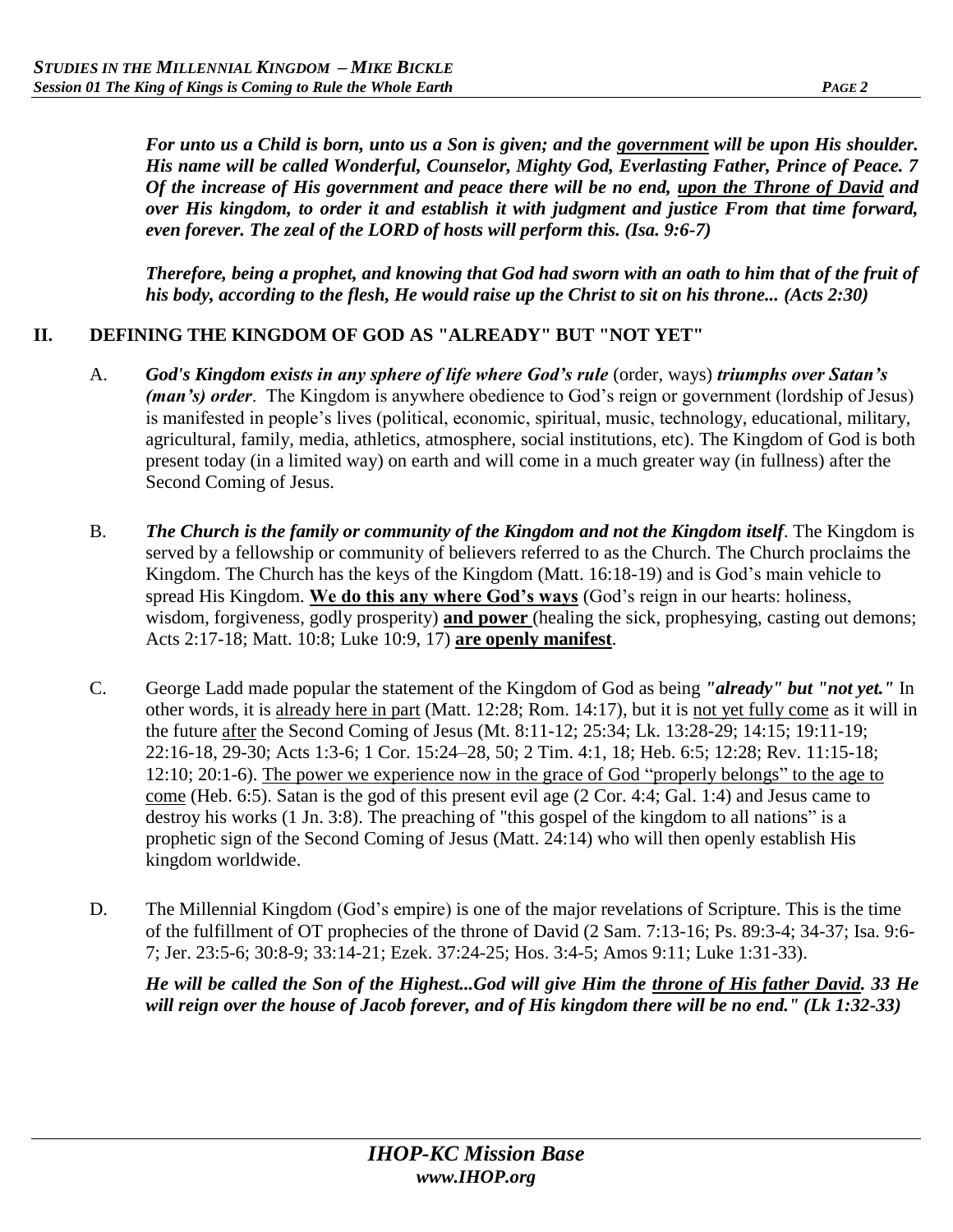***For unto us a Child is born, unto us a Son is given; and the <u>government</u> will be upon His shoulder. His name will be called Wonderful, Counselor, Mighty God, Everlasting Father, Prince of Peace. 7 Of the increase of His government and peace there will be no end, <u>upon the Throne of David</u> and over His kingdom, to order it and establish it with judgment and justice From that time forward, even forever. The zeal of the LORD of hosts will perform this. (Isa. 9:6-7)***

***Therefore, being a prophet, and knowing that God had sworn with an oath to him that of the fruit of his body, according to the flesh, He would raise up the Christ to sit on his throne... (Acts 2:30)***

## II. DEFINING THE KINGDOM OF GOD AS "ALREADY" BUT "NOT YET"

A. ***God's Kingdom exists in any sphere of life where God's rule*** (order, ways) ***triumphs over Satan's (man's) order***. The Kingdom is anywhere obedience to God's reign or government (lordship of Jesus) is manifested in people's lives (political, economic, spiritual, music, technology, educational, military, agricultural, family, media, athletics, atmosphere, social institutions, etc). The Kingdom of God is both present today (in a limited way) on earth and will come in a much greater way (in fullness) after the Second Coming of Jesus.

B. ***The Church is the family or community of the Kingdom and not the Kingdom itself***. The Kingdom is served by a fellowship or community of believers referred to as the Church. The Church proclaims the Kingdom. The Church has the keys of the Kingdom (Matt. 16:18-19) and is God's main vehicle to spread His Kingdom. **<u>We do this any where God's ways</u>** (God's reign in our hearts: holiness, wisdom, forgiveness, godly prosperity) **<u>and power</u>** (healing the sick, prophesying, casting out demons; Acts 2:17-18; Matt. 10:8; Luke 10:9, 17) **<u>are openly manifest</u>**.

C. George Ladd made popular the statement of the Kingdom of God as being ***"already" but "not yet."*** In other words, it is <u>already here in part</u> (Matt. 12:28; Rom. 14:17), but it is <u>not yet fully come</u> as it will in the future <u>after</u> the Second Coming of Jesus (Mt. 8:11-12; 25:34; Lk. 13:28-29; 14:15; 19:11-19; 22:16-18, 29-30; Acts 1:3-6; 1 Cor. 15:24–28, 50; 2 Tim. 4:1, 18; Heb. 6:5; 12:28; Rev. 11:15-18; 12:10; 20:1-6). <u>The power we experience now in the grace of God "properly belongs" to the age to come</u> (Heb. 6:5). Satan is the god of this present evil age (2 Cor. 4:4; Gal. 1:4) and Jesus came to destroy his works (1 Jn. 3:8). The preaching of "this gospel of the kingdom to all nations" is a prophetic sign of the Second Coming of Jesus (Matt. 24:14) who will then openly establish His kingdom worldwide.

D. The Millennial Kingdom (God's empire) is one of the major revelations of Scripture. This is the time of the fulfillment of OT prophecies of the throne of David (2 Sam. 7:13-16; Ps. 89:3-4; 34-37; Isa. 9:6-7; Jer. 23:5-6; 30:8-9; 33:14-21; Ezek. 37:24-25; Hos. 3:4-5; Amos 9:11; Luke 1:31-33).

***He will be called the Son of the Highest...God will give Him the <u>throne of His father David</u>. 33 He will reign over the house of Jacob forever, and of His kingdom there will be no end." (Lk 1:32-33)***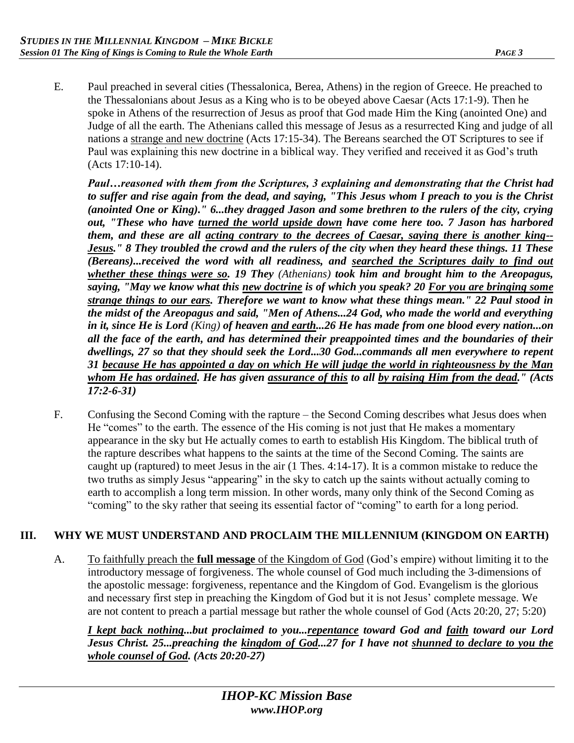E. Paul preached in several cities (Thessalonica, Berea, Athens) in the region of Greece. He preached to the Thessalonians about Jesus as a King who is to be obeyed above Caesar (Acts 17:1-9). Then he spoke in Athens of the resurrection of Jesus as proof that God made Him the King (anointed One) and Judge of all the earth. The Athenians called this message of Jesus as a resurrected King and judge of all nations a <u>strange and new doctrine</u> (Acts 17:15-34). The Bereans searched the OT Scriptures to see if Paul was explaining this new doctrine in a biblical way. They verified and received it as God's truth (Acts 17:10-14).

***Paul…reasoned with them from the Scriptures, 3 explaining and demonstrating that the Christ had to suffer and rise again from the dead, and saying, "This Jesus whom I preach to you is the Christ** (anointed One or King)**." 6...they dragged Jason and some brethren to the rulers of the city, crying out, "These who have <u>turned the world upside down</u> have come here too. 7 Jason has harbored them, and these are all <u>acting contrary to the decrees of Caesar, saying there is another king--Jesus</u>." 8 They troubled the crowd and the rulers of the city when they heard these things. 11 These (Bereans)...received the word with all readiness, and <u>searched the Scriptures daily to find out whether these things were so</u>. 19 They** (Athenians) **took him and brought him to the Areopagus, saying, "May we know what this <u>new doctrine</u> is of which you speak? 20 <u>For you are bringing some strange things to our ears</u>. Therefore we want to know what these things mean." 22 Paul stood in the midst of the Areopagus and said, "Men of Athens...24 God, who made the world and everything in it, since He is Lord** (King) **of heaven <u>and earth</u>...26 He has made from one blood every nation...on all the face of the earth, and has determined their preappointed times and the boundaries of their dwellings, 27 so that they should seek the Lord...30 God...commands all men everywhere to repent 31 <u>because He has appointed a day on which He will judge the world in righteousness by the Man whom He has ordained</u>. He has given <u>assurance of this</u> to all <u>by raising Him from the dead</u>." (Acts 17:2-6-31)***

F. Confusing the Second Coming with the rapture – the Second Coming describes what Jesus does when He "comes" to the earth. The essence of the His coming is not just that He makes a momentary appearance in the sky but He actually comes to earth to establish His Kingdom. The biblical truth of the rapture describes what happens to the saints at the time of the Second Coming. The saints are caught up (raptured) to meet Jesus in the air (1 Thes. 4:14-17). It is a common mistake to reduce the two truths as simply Jesus "appearing" in the sky to catch up the saints without actually coming to earth to accomplish a long term mission. In other words, many only think of the Second Coming as "coming" to the sky rather that seeing its essential factor of "coming" to earth for a long period.

## III. WHY WE MUST UNDERSTAND AND PROCLAIM THE MILLENNIUM (KINGDOM ON EARTH)

A. <u>To faithfully preach the **full message** of the Kingdom of God</u> (God's empire) without limiting it to the introductory message of forgiveness. The whole counsel of God much including the 3-dimensions of the apostolic message: forgiveness, repentance and the Kingdom of God. Evangelism is the glorious and necessary first step in preaching the Kingdom of God but it is not Jesus' complete message. We are not content to preach a partial message but rather the whole counsel of God (Acts 20:20, 27; 5:20)

***<u>I kept back nothing</u>...but proclaimed to you...<u>repentance</u> toward God and <u>faith</u> toward our Lord Jesus Christ. 25...preaching the <u>kingdom of God</u>...27 for I have not <u>shunned to declare to you the whole counsel of God</u>. (Acts 20:20-27)***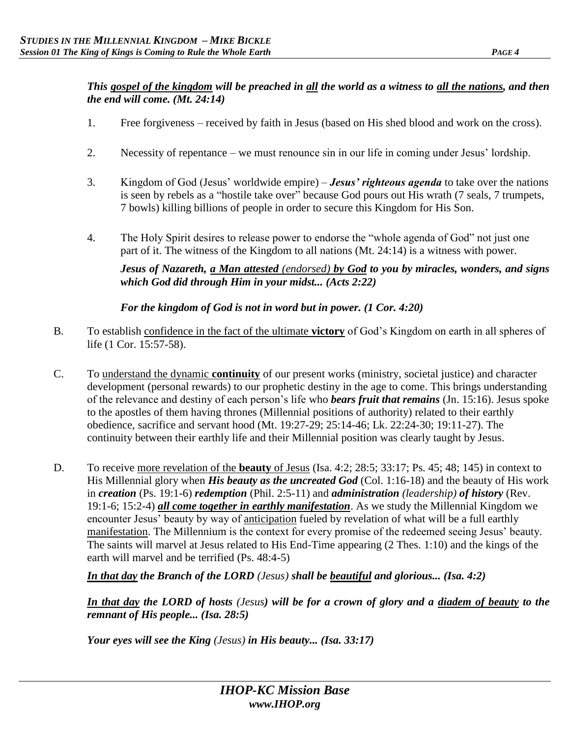***This gospel of the kingdom will be preached in all the world as a witness to all the nations, and then the end will come. (Mt. 24:14)***

1. Free forgiveness – received by faith in Jesus (based on His shed blood and work on the cross).

2. Necessity of repentance – we must renounce sin in our life in coming under Jesus' lordship.

3. Kingdom of God (Jesus' worldwide empire) – ***Jesus' righteous agenda*** to take over the nations is seen by rebels as a "hostile take over" because God pours out His wrath (7 seals, 7 trumpets, 7 bowls) killing billions of people in order to secure this Kingdom for His Son.

4. The Holy Spirit desires to release power to endorse the "whole agenda of God" not just one part of it. The witness of the Kingdom to all nations (Mt. 24:14) is a witness with power.

   ***Jesus of Nazareth, a Man attested** (endorsed) **by God to you by miracles, wonders, and signs which God did through Him in your midst... (Acts 2:22)***

   ***For the kingdom of God is not in word but in power. (1 Cor. 4:20)***

B. To establish confidence in the fact of the ultimate **victory** of God's Kingdom on earth in all spheres of life (1 Cor. 15:57-58).

C. To understand the dynamic **continuity** of our present works (ministry, societal justice) and character development (personal rewards) to our prophetic destiny in the age to come. This brings understanding of the relevance and destiny of each person's life who ***bears fruit that remains*** (Jn. 15:16). Jesus spoke to the apostles of them having thrones (Millennial positions of authority) related to their earthly obedience, sacrifice and servant hood (Mt. 19:27-29; 25:14-46; Lk. 22:24-30; 19:11-27). The continuity between their earthly life and their Millennial position was clearly taught by Jesus.

D. To receive more revelation of the **beauty** of Jesus (Isa. 4:2; 28:5; 33:17; Ps. 45; 48; 145) in context to His Millennial glory when ***His beauty as the uncreated God*** (Col. 1:16-18) and the beauty of His work in ***creation*** (Ps. 19:1-6) ***redemption*** (Phil. 2:5-11) and ***administration*** *(leadership)* ***of history*** (Rev. 19:1-6; 15:2-4) ***all come together in earthly manifestation***. As we study the Millennial Kingdom we encounter Jesus' beauty by way of anticipation fueled by revelation of what will be a full earthly manifestation. The Millennium is the context for every promise of the redeemed seeing Jesus' beauty. The saints will marvel at Jesus related to His End-Time appearing (2 Thes. 1:10) and the kings of the earth will marvel and be terrified (Ps. 48:4-5)

   ***In that day the Branch of the LORD** (Jesus) **shall be beautiful and glorious... (Isa. 4:2)***

   ***In that day the LORD of hosts** (Jesus) **will be for a crown of glory and a diadem of beauty to the remnant of His people... (Isa. 28:5)***

   ***Your eyes will see the King** (Jesus) **in His beauty... (Isa. 33:17)***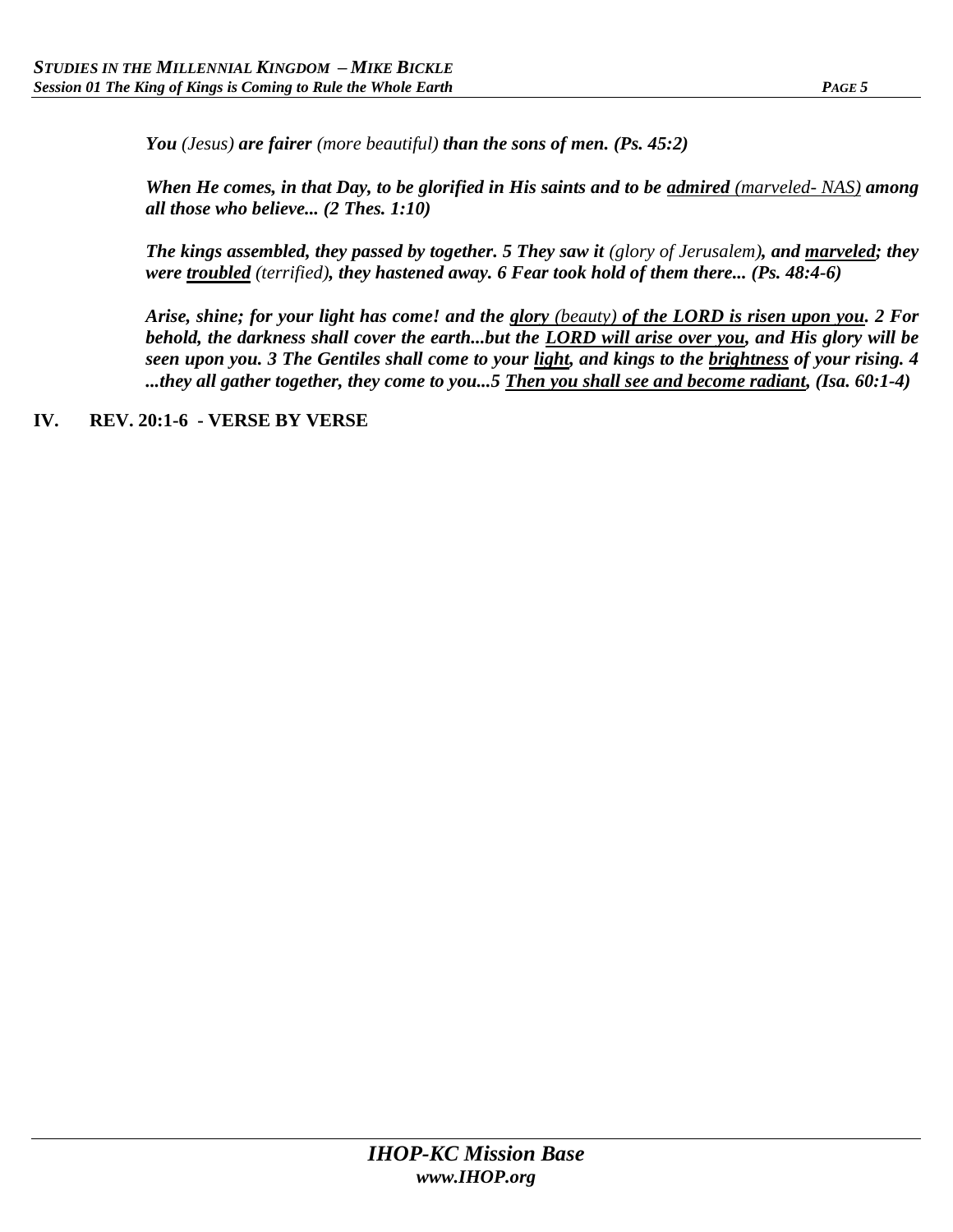***You*** *(Jesus)* ***are fairer*** *(more beautiful)* ***than the sons of men. (Ps. 45:2)***

***When He comes, in that Day, to be glorified in His saints and to be <u>admired</u>*** *<u>(marveled- NAS)</u>* ***among all those who believe... (2 Thes. 1:10)***

***The kings assembled, they passed by together. 5 They saw it*** *(glory of Jerusalem)****, and <u>marveled</u>; they were <u>troubled</u>*** *(terrified)****, they hastened away. 6 Fear took hold of them there... (Ps. 48:4-6)***

***Arise, shine; for your light has come! and the <u>glory</u>*** *<u>(beauty)</u>* ***<u>of the LORD is risen upon you</u>. 2 For behold, the darkness shall cover the earth...but the <u>LORD will arise over you</u>, and His glory will be seen upon you. 3 The Gentiles shall come to your <u>light</u>, and kings to the <u>brightness</u> of your rising. 4 ...they all gather together, they come to you...5 <u>Then you shall see and become radiant</u>, (Isa. 60:1-4)***

## IV. REV. 20:1-6 - VERSE BY VERSE